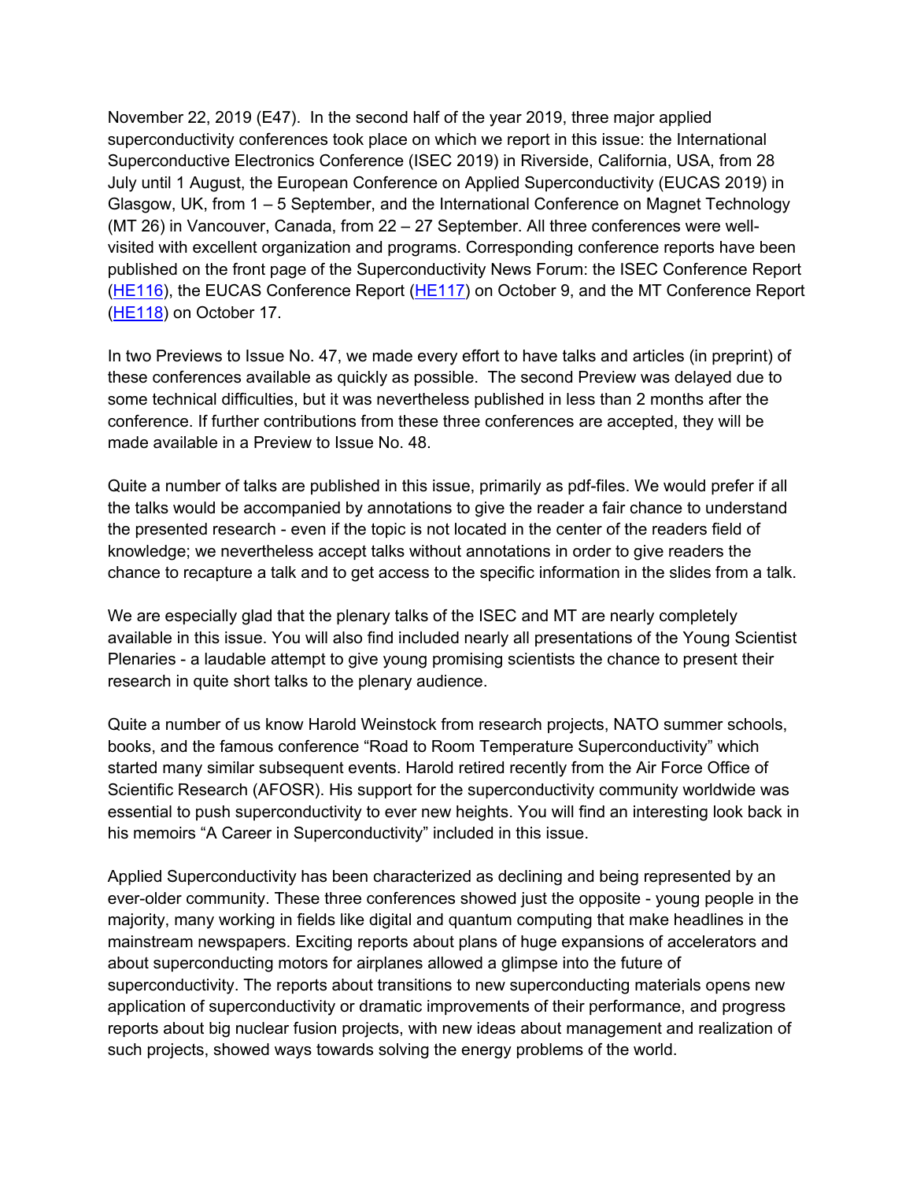November 22, 2019 (E47). In the second half of the year 2019, three major applied superconductivity conferences took place on which we report in this issue: the International Superconductive Electronics Conference (ISEC 2019) in Riverside, California, USA, from 28 July until 1 August, the European Conference on Applied Superconductivity (EUCAS 2019) in Glasgow, UK, from 1 – 5 September, and the International Conference on Magnet Technology (MT 26) in Vancouver, Canada, from 22 – 27 September. All three conferences were well-visited with excellent organization and programs. Corresponding conference reports have been published on the front page of the Superconductivity News Forum: the ISEC Conference Report (HE116), the EUCAS Conference Report (HE117) on October 9, and the MT Conference Report (HE118) on October 17.

In two Previews to Issue No. 47, we made every effort to have talks and articles (in preprint) of these conferences available as quickly as possible. The second Preview was delayed due to some technical difficulties, but it was nevertheless published in less than 2 months after the conference. If further contributions from these three conferences are accepted, they will be made available in a Preview to Issue No. 48.

Quite a number of talks are published in this issue, primarily as pdf-files. We would prefer if all the talks would be accompanied by annotations to give the reader a fair chance to understand the presented research - even if the topic is not located in the center of the readers field of knowledge; we nevertheless accept talks without annotations in order to give readers the chance to recapture a talk and to get access to the specific information in the slides from a talk.

We are especially glad that the plenary talks of the ISEC and MT are nearly completely available in this issue. You will also find included nearly all presentations of the Young Scientist Plenaries - a laudable attempt to give young promising scientists the chance to present their research in quite short talks to the plenary audience.

Quite a number of us know Harold Weinstock from research projects, NATO summer schools, books, and the famous conference "Road to Room Temperature Superconductivity" which started many similar subsequent events. Harold retired recently from the Air Force Office of Scientific Research (AFOSR). His support for the superconductivity community worldwide was essential to push superconductivity to ever new heights. You will find an interesting look back in his memoirs "A Career in Superconductivity" included in this issue.

Applied Superconductivity has been characterized as declining and being represented by an ever-older community. These three conferences showed just the opposite - young people in the majority, many working in fields like digital and quantum computing that make headlines in the mainstream newspapers. Exciting reports about plans of huge expansions of accelerators and about superconducting motors for airplanes allowed a glimpse into the future of superconductivity. The reports about transitions to new superconducting materials opens new application of superconductivity or dramatic improvements of their performance, and progress reports about big nuclear fusion projects, with new ideas about management and realization of such projects, showed ways towards solving the energy problems of the world.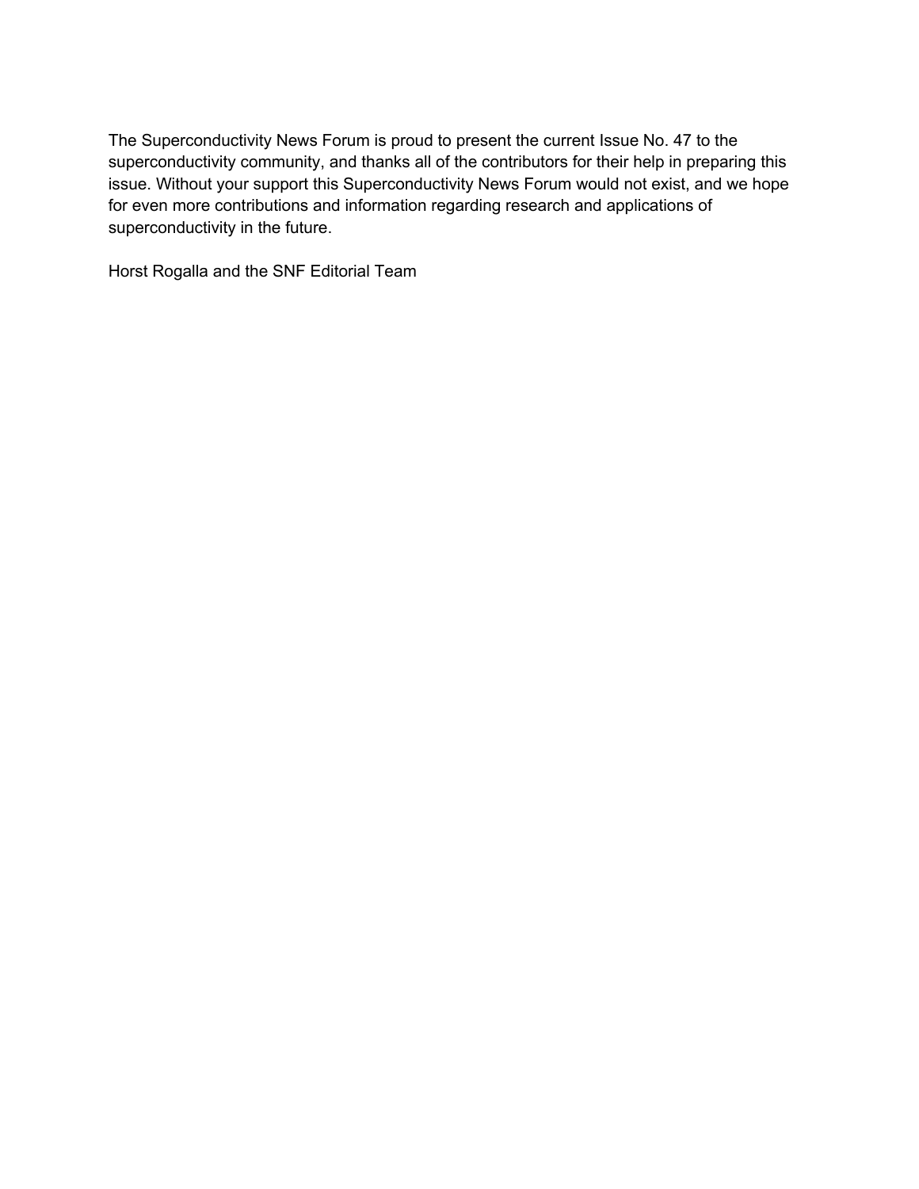The Superconductivity News Forum is proud to present the current Issue No. 47 to the superconductivity community, and thanks all of the contributors for their help in preparing this issue. Without your support this Superconductivity News Forum would not exist, and we hope for even more contributions and information regarding research and applications of superconductivity in the future.

Horst Rogalla and the SNF Editorial Team